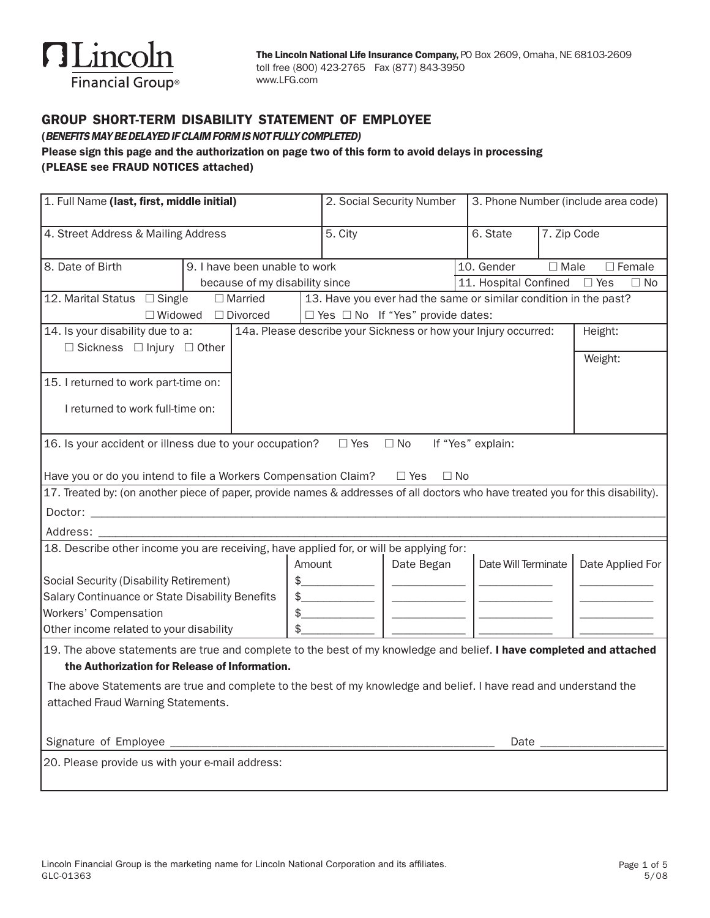**Lincoln Financial Group®**

**The Lincoln National Life Insurance Company,** PO Box 2609, Omaha, NE 68103-2609
toll free (800) 423-2765 Fax (877) 843-3950
www.LFG.com

## GROUP SHORT-TERM DISABILITY STATEMENT OF EMPLOYEE

**(*BENEFITS MAY BE DELAYED IF CLAIM FORM IS NOT FULLY COMPLETED*)**

**Please sign this page and the authorization on page two of this form to avoid delays in processing**

**(PLEASE see FRAUD NOTICES attached)**

| | | |
|---|---|---|
| 1. Full Name **(last, first, middle initial)** | 2. Social Security Number | 3. Phone Number (include area code) |
| 4. Street Address & Mailing Address | 5. City | 6. State / 7. Zip Code |

8. Date of Birth

9. I have been unable to work because of my disability since

10. Gender ☐ Male ☐ Female

11. Hospital Confined ☐ Yes ☐ No

12. Marital Status ☐ Single ☐ Married ☐ Widowed ☐ Divorced

13. Have you ever had the same or similar condition in the past? ☐ Yes ☐ No If "Yes" provide dates:

14. Is your disability due to a: ☐ Sickness ☐ Injury ☐ Other

14a. Please describe your Sickness or how your Injury occurred:

Height:

Weight:

15. I returned to work part-time on:

I returned to work full-time on:

16. Is your accident or illness due to your occupation? ☐ Yes ☐ No If "Yes" explain:

Have you or do you intend to file a Workers Compensation Claim? ☐ Yes ☐ No

17. Treated by: (on another piece of paper, provide names & addresses of all doctors who have treated you for this disability).

Doctor: ____________________

Address: ____________________

18. Describe other income you are receiving, have applied for, or will be applying for:

| | Amount | Date Began | Date Will Terminate | Date Applied For |
|---|---|---|---|---|
| Social Security (Disability Retirement) | $________ | ________ | ________ | ________ |
| Salary Continuance or State Disability Benefits | $________ | ________ | ________ | ________ |
| Workers' Compensation | $________ | ________ | ________ | ________ |
| Other income related to your disability | $________ | ________ | ________ | ________ |

19. The above statements are true and complete to the best of my knowledge and belief. **I have completed and attached the Authorization for Release of Information.**

The above Statements are true and complete to the best of my knowledge and belief. I have read and understand the attached Fraud Warning Statements.

Signature of Employee ____________________ Date ____________

20. Please provide us with your e-mail address:

Lincoln Financial Group is the marketing name for Lincoln National Corporation and its affiliates.
GLC-01363 5/08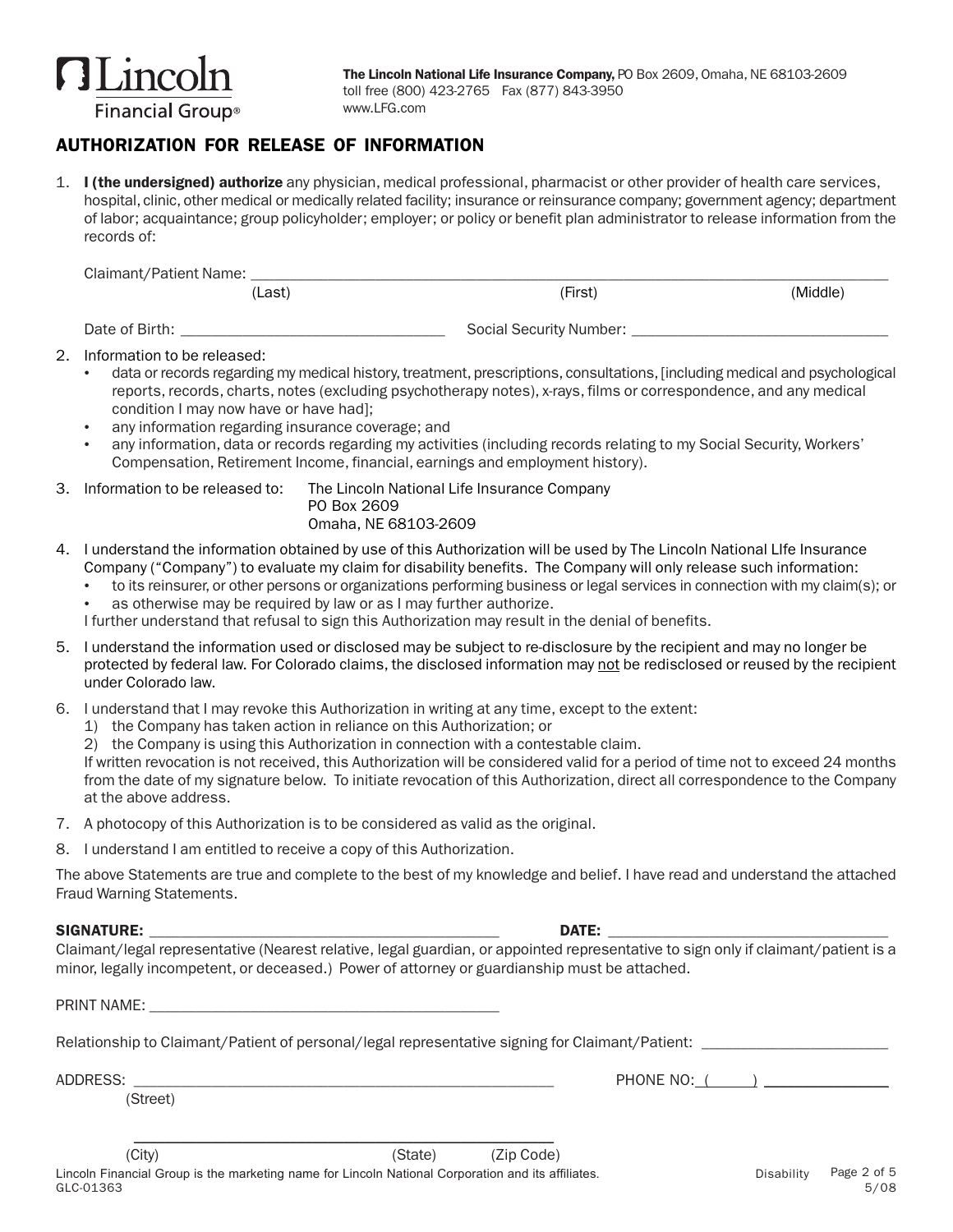**Lincoln Financial Group®**

**The Lincoln National Life Insurance Company,** PO Box 2609, Omaha, NE 68103-2609
toll free (800) 423-2765 Fax (877) 843-3950
www.LFG.com

## AUTHORIZATION FOR RELEASE OF INFORMATION

1. **I (the undersigned) authorize** any physician, medical professional, pharmacist or other provider of health care services, hospital, clinic, other medical or medically related facility; insurance or reinsurance company; government agency; department of labor; acquaintance; group policyholder; employer; or policy or benefit plan administrator to release information from the records of:

   Claimant/Patient Name: ______________________________________________
   (Last) (First) (Middle)

   Date of Birth: ______________________ Social Security Number: ______________________

2. Information to be released:
   - data or records regarding my medical history, treatment, prescriptions, consultations, [including medical and psychological reports, records, charts, notes (excluding psychotherapy notes), x-rays, films or correspondence, and any medical condition I may now have or have had];
   - any information regarding insurance coverage; and
   - any information, data or records regarding my activities (including records relating to my Social Security, Workers' Compensation, Retirement Income, financial, earnings and employment history).

3. Information to be released to: The Lincoln National Life Insurance Company
   PO Box 2609
   Omaha, NE 68103-2609

4. I understand the information obtained by use of this Authorization will be used by The Lincoln National LIfe Insurance Company ("Company") to evaluate my claim for disability benefits. The Company will only release such information:
   - to its reinsurer, or other persons or organizations performing business or legal services in connection with my claim(s); or
   - as otherwise may be required by law or as I may further authorize.

   I further understand that refusal to sign this Authorization may result in the denial of benefits.

5. I understand the information used or disclosed may be subject to re-disclosure by the recipient and may no longer be protected by federal law. For Colorado claims, the disclosed information may not be redisclosed or reused by the recipient under Colorado law.

6. I understand that I may revoke this Authorization in writing at any time, except to the extent:
   1) the Company has taken action in reliance on this Authorization; or
   2) the Company is using this Authorization in connection with a contestable claim.

   If written revocation is not received, this Authorization will be considered valid for a period of time not to exceed 24 months from the date of my signature below. To initiate revocation of this Authorization, direct all correspondence to the Company at the above address.

7. A photocopy of this Authorization is to be considered as valid as the original.

8. I understand I am entitled to receive a copy of this Authorization.

The above Statements are true and complete to the best of my knowledge and belief. I have read and understand the attached Fraud Warning Statements.

**SIGNATURE:** ______________________________ **DATE:** ______________________

Claimant/legal representative (Nearest relative, legal guardian, or appointed representative to sign only if claimant/patient is a minor, legally incompetent, or deceased.) Power of attorney or guardianship must be attached.

PRINT NAME: ______________________________

Relationship to Claimant/Patient of personal/legal representative signing for Claimant/Patient: ______________________

ADDRESS: ______________________________ PHONE NO: ( ) ______________
(Street)

______________________________
(City) (State) (Zip Code)

Lincoln Financial Group is the marketing name for Lincoln National Corporation and its affiliates.
GLC-01363 Disability 5/08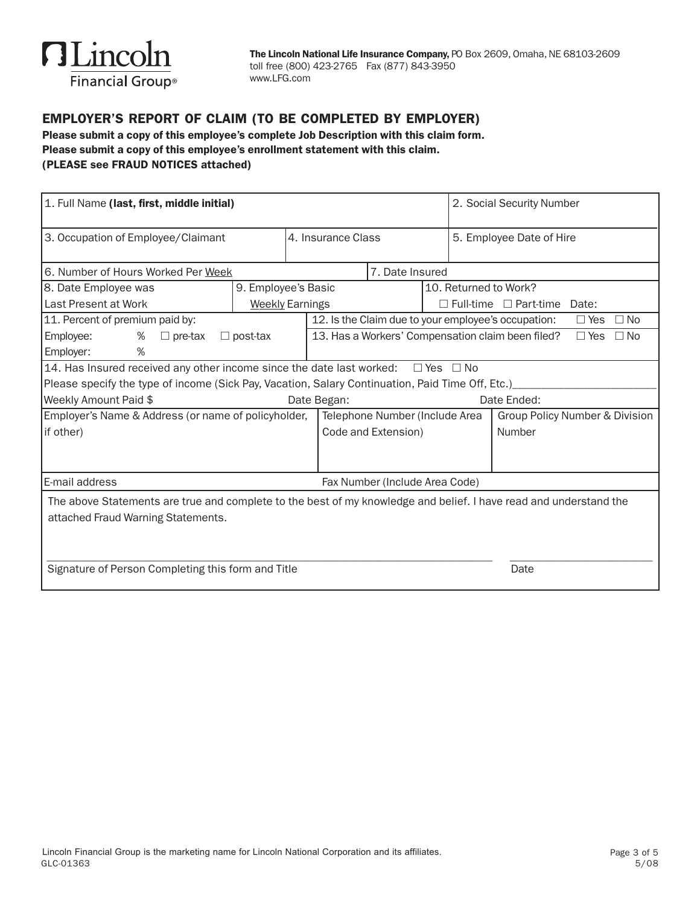**Lincoln Financial Group®**

**The Lincoln National Life Insurance Company,** PO Box 2609, Omaha, NE 68103-2609
toll free (800) 423-2765 Fax (877) 843-3950
www.LFG.com

## EMPLOYER'S REPORT OF CLAIM (TO BE COMPLETED BY EMPLOYER)

**Please submit a copy of this employee's complete Job Description with this claim form.**
**Please submit a copy of this employee's enrollment statement with this claim.**
**(PLEASE see FRAUD NOTICES attached)**

| | | |
|---|---|---|
| 1. Full Name **(last, first, middle initial)** | | 2. Social Security Number |
| 3. Occupation of Employee/Claimant | 4. Insurance Class | 5. Employee Date of Hire |
| 6. Number of Hours Worked Per Week | 7. Date Insured | |
| 8. Date Employee was Last Present at Work | 9. Employee's Basic Weekly Earnings | 10. Returned to Work? ☐ Full-time ☐ Part-time Date: |
| 11. Percent of premium paid by: Employee: % ☐ pre-tax ☐ post-tax Employer: % | 12. Is the Claim due to your employee's occupation: ☐ Yes ☐ No 13. Has a Workers' Compensation claim been filed? ☐ Yes ☐ No | |
| 14. Has Insured received any other income since the date last worked: ☐ Yes ☐ No Please specify the type of income (Sick Pay, Vacation, Salary Continuation, Paid Time Off, Etc.)\_\_\_\_\_\_\_\_\_\_\_\_ Weekly Amount Paid $ Date Began: Date Ended: | | |
| Employer's Name & Address (or name of policyholder, if other) | Telephone Number (Include Area Code and Extension) | Group Policy Number & Division Number |
| E-mail address | Fax Number (Include Area Code) | |

The above Statements are true and complete to the best of my knowledge and belief. I have read and understand the attached Fraud Warning Statements.

\_\_\_\_\_\_\_\_\_\_\_\_\_\_\_\_\_\_\_\_\_\_\_\_\_\_\_\_\_\_\_\_\_\_\_\_\_\_\_\_ \_\_\_\_\_\_\_\_\_\_\_\_\_\_\_\_\_\_\_\_
Signature of Person Completing this form and Title Date

Lincoln Financial Group is the marketing name for Lincoln National Corporation and its affiliates.
GLC-01363 5/08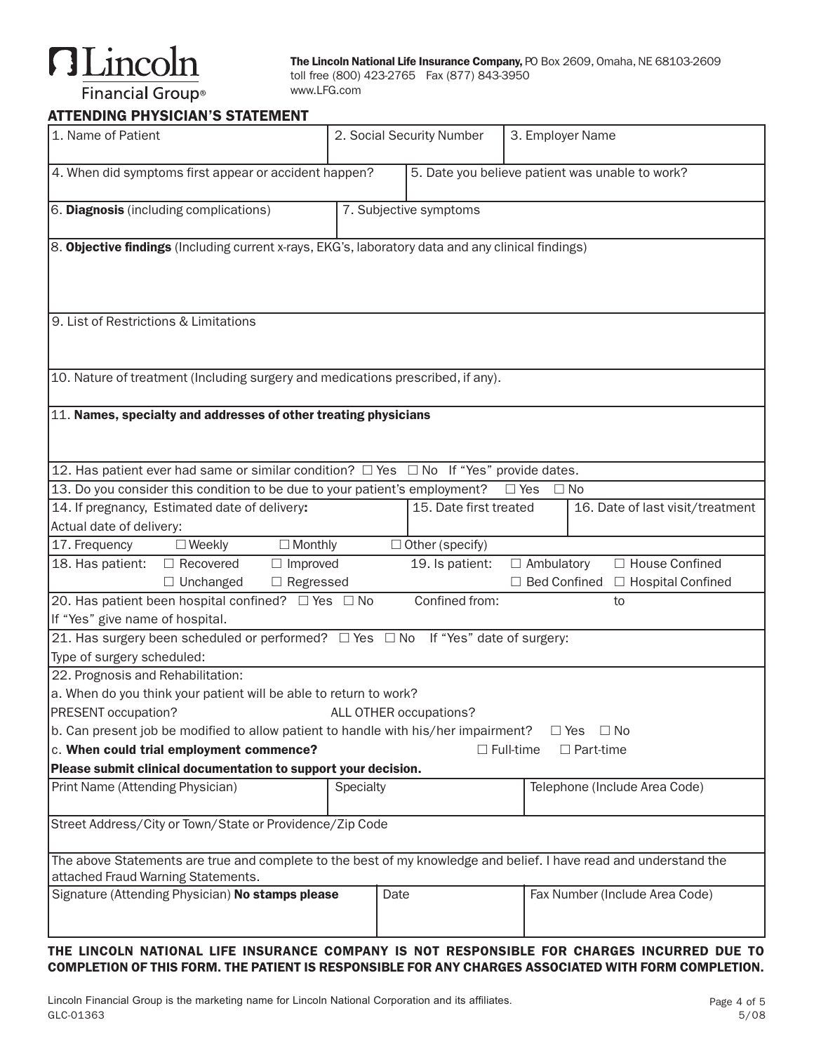**The Lincoln National Life Insurance Company,** PO Box 2609, Omaha, NE 68103-2609
toll free (800) 423-2765 Fax (877) 843-3950
www.LFG.com

## ATTENDING PHYSICIAN'S STATEMENT

1. Name of Patient
2. Social Security Number
3. Employer Name

4. When did symptoms first appear or accident happen?
5. Date you believe patient was unable to work?

6. **Diagnosis** (including complications)
7. Subjective symptoms

8. **Objective findings** (Including current x-rays, EKG's, laboratory data and any clinical findings)

9. List of Restrictions & Limitations

10. Nature of treatment (Including surgery and medications prescribed, if any).

11. **Names, specialty and addresses of other treating physicians**

12. Has patient ever had same or similar condition? ☐ Yes ☐ No If "Yes" provide dates.

13. Do you consider this condition to be due to your patient's employment? ☐ Yes ☐ No

14. If pregnancy, Estimated date of delivery**:**
Actual date of delivery:
15. Date first treated
16. Date of last visit/treatment

17. Frequency ☐ Weekly ☐ Monthly ☐ Other (specify)

18. Has patient: ☐ Recovered ☐ Improved ☐ Unchanged ☐ Regressed
19. Is patient: ☐ Ambulatory ☐ House Confined ☐ Bed Confined ☐ Hospital Confined

20. Has patient been hospital confined? ☐ Yes ☐ No Confined from: to
If "Yes" give name of hospital.

21. Has surgery been scheduled or performed? ☐ Yes ☐ No If "Yes" date of surgery:
Type of surgery scheduled:

22. Prognosis and Rehabilitation:
a. When do you think your patient will be able to return to work?
PRESENT occupation? ALL OTHER occupations?
b. Can present job be modified to allow patient to handle with his/her impairment? ☐ Yes ☐ No
c. **When could trial employment commence?** ☐ Full-time ☐ Part-time

**Please submit clinical documentation to support your decision.**

Print Name (Attending Physician)
Specialty
Telephone (Include Area Code)

Street Address/City or Town/State or Providence/Zip Code

The above Statements are true and complete to the best of my knowledge and belief. I have read and understand the attached Fraud Warning Statements.

Signature (Attending Physician) **No stamps please**
Date
Fax Number (Include Area Code)

**THE LINCOLN NATIONAL LIFE INSURANCE COMPANY IS NOT RESPONSIBLE FOR CHARGES INCURRED DUE TO COMPLETION OF THIS FORM. THE PATIENT IS RESPONSIBLE FOR ANY CHARGES ASSOCIATED WITH FORM COMPLETION.**

Lincoln Financial Group is the marketing name for Lincoln National Corporation and its affiliates.
GLC-01363
5/08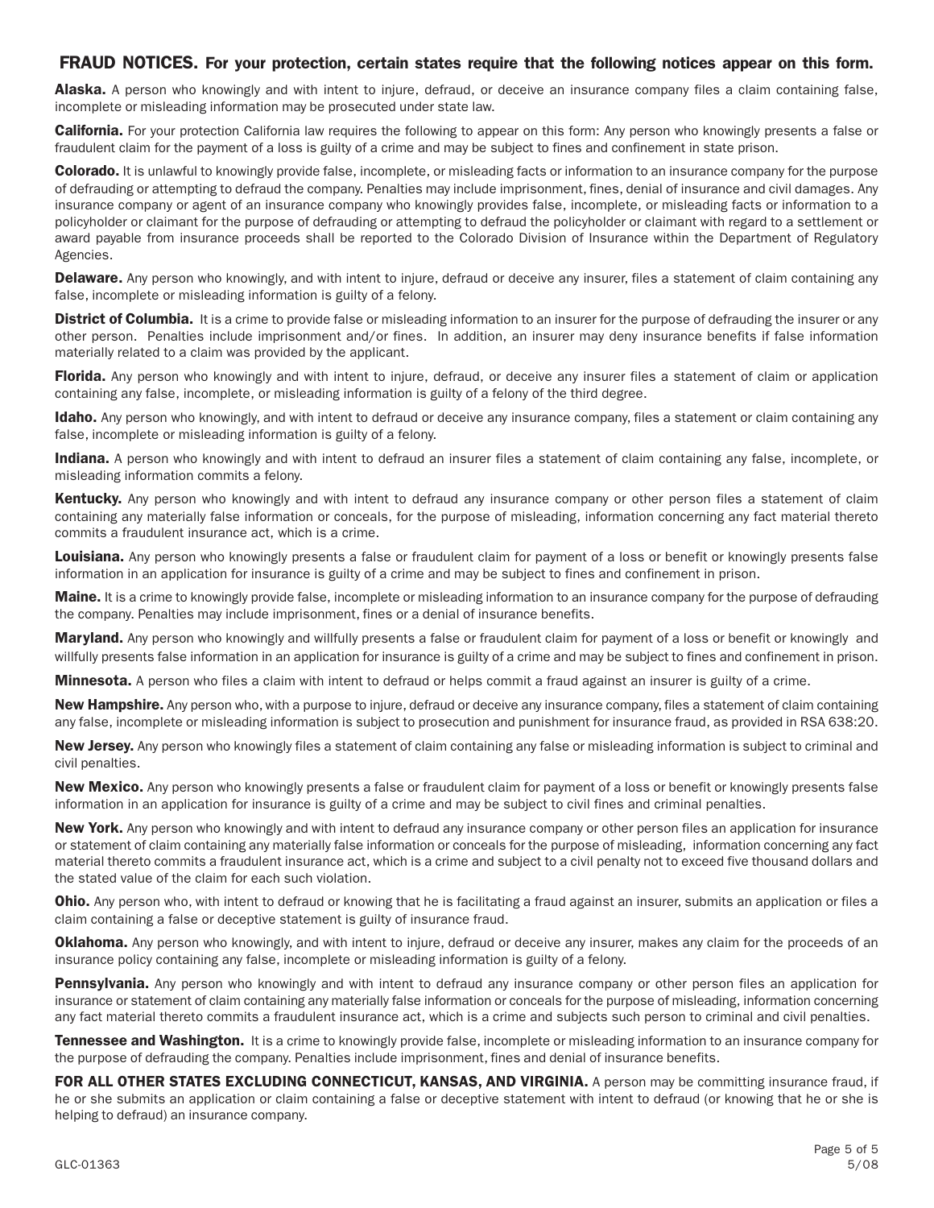## FRAUD NOTICES. For your protection, certain states require that the following notices appear on this form.

**Alaska.** A person who knowingly and with intent to injure, defraud, or deceive an insurance company files a claim containing false, incomplete or misleading information may be prosecuted under state law.

**California.** For your protection California law requires the following to appear on this form: Any person who knowingly presents a false or fraudulent claim for the payment of a loss is guilty of a crime and may be subject to fines and confinement in state prison.

**Colorado.** It is unlawful to knowingly provide false, incomplete, or misleading facts or information to an insurance company for the purpose of defrauding or attempting to defraud the company. Penalties may include imprisonment, fines, denial of insurance and civil damages. Any insurance company or agent of an insurance company who knowingly provides false, incomplete, or misleading facts or information to a policyholder or claimant for the purpose of defrauding or attempting to defraud the policyholder or claimant with regard to a settlement or award payable from insurance proceeds shall be reported to the Colorado Division of Insurance within the Department of Regulatory Agencies.

**Delaware.** Any person who knowingly, and with intent to injure, defraud or deceive any insurer, files a statement of claim containing any false, incomplete or misleading information is guilty of a felony.

**District of Columbia.** It is a crime to provide false or misleading information to an insurer for the purpose of defrauding the insurer or any other person. Penalties include imprisonment and/or fines. In addition, an insurer may deny insurance benefits if false information materially related to a claim was provided by the applicant.

**Florida.** Any person who knowingly and with intent to injure, defraud, or deceive any insurer files a statement of claim or application containing any false, incomplete, or misleading information is guilty of a felony of the third degree.

**Idaho.** Any person who knowingly, and with intent to defraud or deceive any insurance company, files a statement or claim containing any false, incomplete or misleading information is guilty of a felony.

**Indiana.** A person who knowingly and with intent to defraud an insurer files a statement of claim containing any false, incomplete, or misleading information commits a felony.

**Kentucky.** Any person who knowingly and with intent to defraud any insurance company or other person files a statement of claim containing any materially false information or conceals, for the purpose of misleading, information concerning any fact material thereto commits a fraudulent insurance act, which is a crime.

**Louisiana.** Any person who knowingly presents a false or fraudulent claim for payment of a loss or benefit or knowingly presents false information in an application for insurance is guilty of a crime and may be subject to fines and confinement in prison.

**Maine.** It is a crime to knowingly provide false, incomplete or misleading information to an insurance company for the purpose of defrauding the company. Penalties may include imprisonment, fines or a denial of insurance benefits.

**Maryland.** Any person who knowingly and willfully presents a false or fraudulent claim for payment of a loss or benefit or knowingly and willfully presents false information in an application for insurance is guilty of a crime and may be subject to fines and confinement in prison.

**Minnesota.** A person who files a claim with intent to defraud or helps commit a fraud against an insurer is guilty of a crime.

**New Hampshire.** Any person who, with a purpose to injure, defraud or deceive any insurance company, files a statement of claim containing any false, incomplete or misleading information is subject to prosecution and punishment for insurance fraud, as provided in RSA 638:20.

**New Jersey.** Any person who knowingly files a statement of claim containing any false or misleading information is subject to criminal and civil penalties.

**New Mexico.** Any person who knowingly presents a false or fraudulent claim for payment of a loss or benefit or knowingly presents false information in an application for insurance is guilty of a crime and may be subject to civil fines and criminal penalties.

**New York.** Any person who knowingly and with intent to defraud any insurance company or other person files an application for insurance or statement of claim containing any materially false information or conceals for the purpose of misleading, information concerning any fact material thereto commits a fraudulent insurance act, which is a crime and subject to a civil penalty not to exceed five thousand dollars and the stated value of the claim for each such violation.

**Ohio.** Any person who, with intent to defraud or knowing that he is facilitating a fraud against an insurer, submits an application or files a claim containing a false or deceptive statement is guilty of insurance fraud.

**Oklahoma.** Any person who knowingly, and with intent to injure, defraud or deceive any insurer, makes any claim for the proceeds of an insurance policy containing any false, incomplete or misleading information is guilty of a felony.

**Pennsylvania.** Any person who knowingly and with intent to defraud any insurance company or other person files an application for insurance or statement of claim containing any materially false information or conceals for the purpose of misleading, information concerning any fact material thereto commits a fraudulent insurance act, which is a crime and subjects such person to criminal and civil penalties.

**Tennessee and Washington.** It is a crime to knowingly provide false, incomplete or misleading information to an insurance company for the purpose of defrauding the company. Penalties include imprisonment, fines and denial of insurance benefits.

**FOR ALL OTHER STATES EXCLUDING CONNECTICUT, KANSAS, AND VIRGINIA.** A person may be committing insurance fraud, if he or she submits an application or claim containing a false or deceptive statement with intent to defraud (or knowing that he or she is helping to defraud) an insurance company.

GLC-01363 5/08